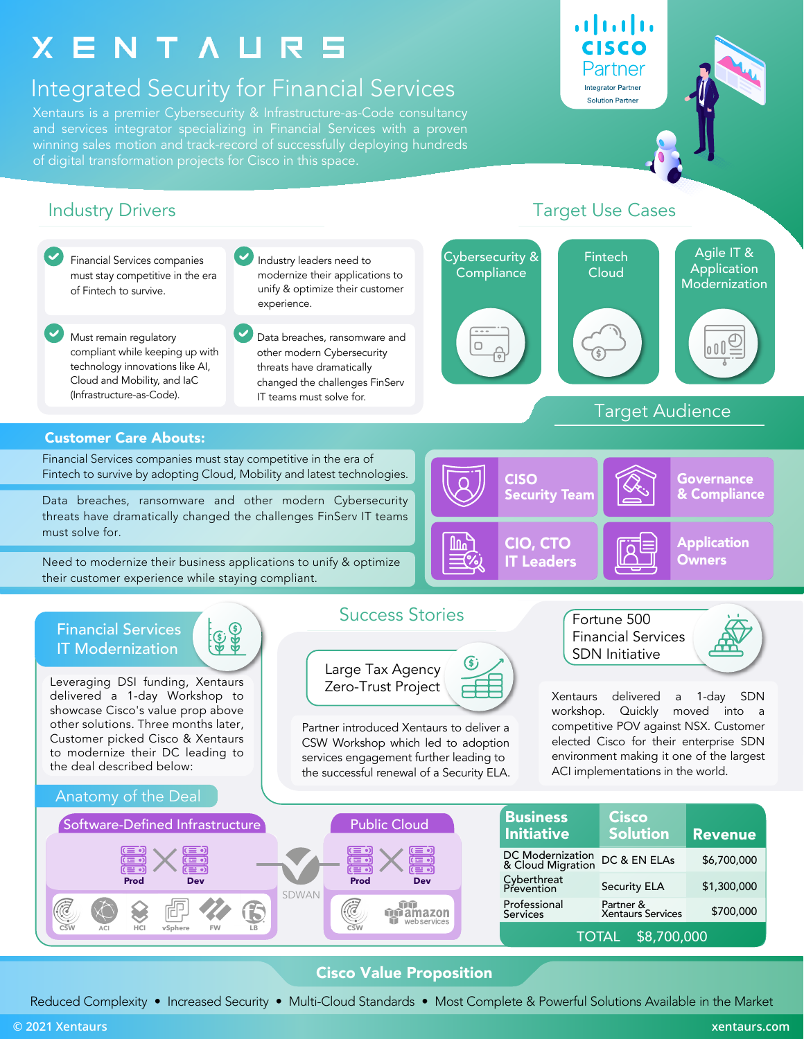# XENTAURS

## Integrated Security for Financial Services

Xentaurs is a premier Cybersecurity & Infrastructure-as-Code consultancy and services integrator specializing in Financial Services with a proven winning sales motion and track-record of successfully deploying hundreds of digital transformation projects for Cisco in this space.

CISCO Partner — Integrator Partner, Solution Partner

## Industry Drivers

- Financial Services companies must stay competitive in the era of Fintech to survive.
- Industry leaders need to modernize their applications to unify & optimize their customer experience.
- Must remain regulatory compliant while keeping up with technology innovations like AI, Cloud and Mobility, and IaC (Infrastructure-as-Code).
- Data breaches, ransomware and other modern Cybersecurity threats have dramatically changed the challenges FinServ IT teams must solve for.

## Target Use Cases

- Cybersecurity & Compliance
- Fintech Cloud
- Agile IT & Application Modernization

## Customer Care Abouts:

- Financial Services companies must stay competitive in the era of Fintech to survive by adopting Cloud, Mobility and latest technologies.
- Data breaches, ransomware and other modern Cybersecurity threats have dramatically changed the challenges FinServ IT teams must solve for.
- Need to modernize their business applications to unify & optimize their customer experience while staying compliant.

## Target Audience

- CISO Security Team
- Governance & Compliance
- CIO, CTO IT Leaders
- Application Owners

## Financial Services IT Modernization

Leveraging DSI funding, Xentaurs delivered a 1-day Workshop to showcase Cisco's value prop above other solutions. Three months later, Customer picked Cisco & Xentaurs to modernize their DC leading to the deal described below:

## Success Stories

### Large Tax Agency Zero-Trust Project

Partner introduced Xentaurs to deliver a CSW Workshop which led to adoption services engagement further leading to the successful renewal of a Security ELA.

### Fortune 500 Financial Services SDN Initiative

Xentaurs delivered a 1-day SDN workshop. Quickly moved into a competitive POV against NSX. Customer elected Cisco for their enterprise SDN environment making it one of the largest ACI implementations in the world.

## Anatomy of the Deal

**Software-Defined Infrastructure:** Prod × Dev — CSW, ACI, HCI, vSphere, FW, LB

SDWAN

**Public Cloud:** Prod × Dev — CSW, amazon web services

| Business Initiative | Cisco Solution | Revenue |
|---|---|---|
| DC Modernization & Cloud Migration | DC & EN ELAs | $6,700,000 |
| Cyberthreat Prevention | Security ELA | $1,300,000 |
| Professional Services | Partner & Xentaurs Services | $700,000 |
| | TOTAL | $8,700,000 |

## Cisco Value Proposition

Reduced Complexity • Increased Security • Multi-Cloud Standards • Most Complete & Powerful Solutions Available in the Market

© 2021 Xentaurs — xentaurs.com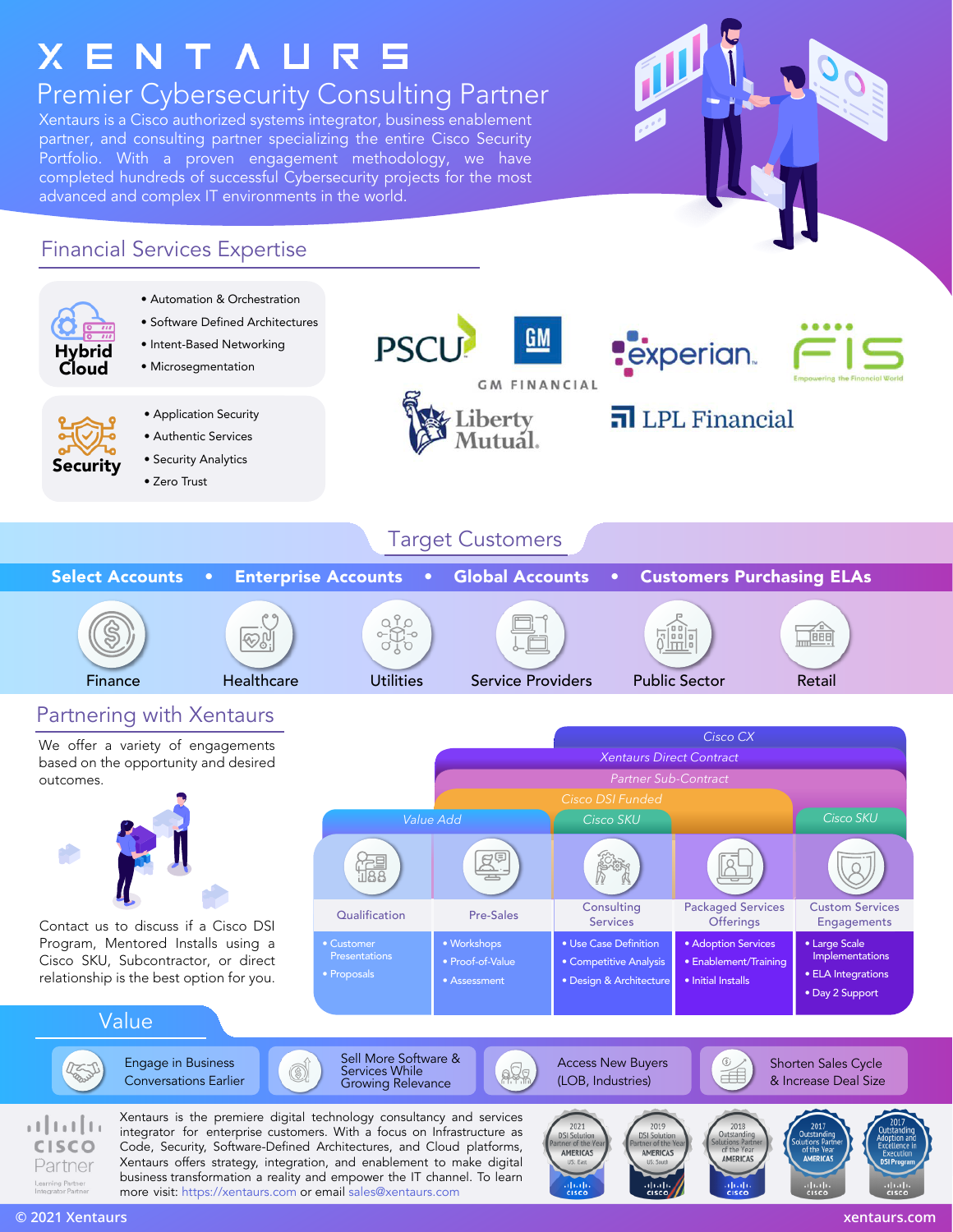# XENTAURS

## Premier Cybersecurity Consulting Partner

Xentaurs is a Cisco authorized systems integrator, business enablement partner, and consulting partner specializing the entire Cisco Security Portfolio. With a proven engagement methodology, we have completed hundreds of successful Cybersecurity projects for the most advanced and complex IT environments in the world.

## Financial Services Expertise

**Hybrid Cloud**

- Automation & Orchestration
- Software Defined Architectures
- Intent-Based Networking
- Microsegmentation

**Security**

- Application Security
- Authentic Services
- Security Analytics
- Zero Trust

PSCU · GM FINANCIAL · experian · FIS (Empowering the Financial World) · Liberty Mutual · LPL Financial

## Target Customers

**Select Accounts • Enterprise Accounts • Global Accounts • Customers Purchasing ELAs**

Finance · Healthcare · Utilities · Service Providers · Public Sector · Retail

## Partnering with Xentaurs

We offer a variety of engagements based on the opportunity and desired outcomes.

Contact us to discuss if a Cisco DSI Program, Mentored Installs using a Cisco SKU, Subcontractor, or direct relationship is the best option for you.

Cisco CX

Xentaurs Direct Contract

Partner Sub-Contract

Cisco DSI Funded

| Value Add | | Cisco SKU | | Cisco SKU |
|---|---|---|---|---|
| Qualification | Pre-Sales | Consulting Services | Packaged Services Offerings | Custom Services Engagements |
| • Customer Presentations<br>• Proposals | • Workshops<br>• Proof-of-Value<br>• Assessment | • Use Case Definition<br>• Competitive Analysis<br>• Design & Architecture | • Adoption Services<br>• Enablement/Training<br>• Initial Installs | • Large Scale Implementations<br>• ELA Integrations<br>• Day 2 Support |

## Value

- Engage in Business Conversations Earlier
- Sell More Software & Services While Growing Relevance
- Access New Buyers (LOB, Industries)
- Shorten Sales Cycle & Increase Deal Size

Cisco Partner — Learning Partner, Integrator Partner

Xentaurs is the premiere digital technology consultancy and services integrator for enterprise customers. With a focus on Infrastructure as Code, Security, Software-Defined Architectures, and Cloud platforms, Xentaurs offers strategy, integration, and enablement to make digital business transformation a reality and empower the IT channel. To learn more visit: https://xentaurs.com or email sales@xentaurs.com

- 2021 DSI Solution Partner of the Year AMERICAS US: East
- 2019 DSI Solution Partner of the Year AMERICAS US: South
- 2018 Outstanding Solutions Partner of the Year AMERICAS
- 2017 Outstanding Solutions Partner of the Year AMERICAS
- 2017 Outstanding Adoption and Excellence in Execution DSI Program

© 2021 Xentaurs

xentaurs.com